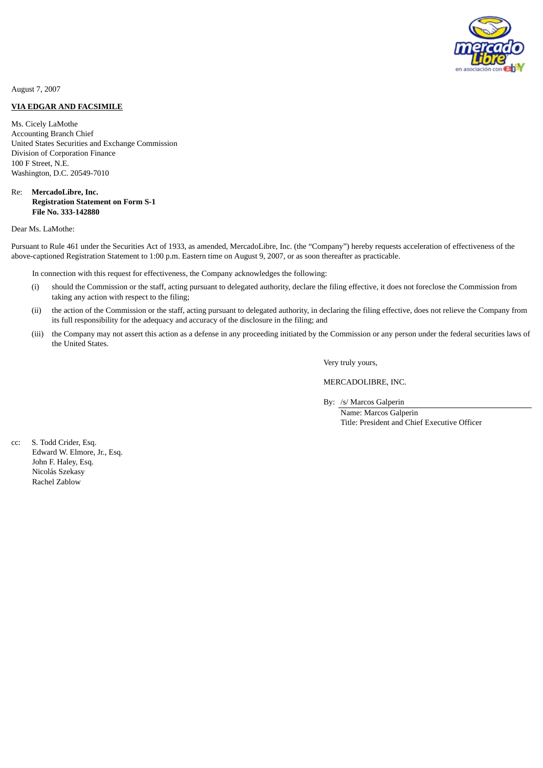August 7, 2007

**VIA EDGAR AND FACSIMILE**

Ms. Cicely LaMothe
Accounting Branch Chief
United States Securities and Exchange Commission
Division of Corporation Finance
100 F Street, N.E.
Washington, D.C. 20549-7010

Re: **MercadoLibre, Inc.**
**Registration Statement on Form S-1**
**File No. 333-142880**

Dear Ms. LaMothe:

Pursuant to Rule 461 under the Securities Act of 1933, as amended, MercadoLibre, Inc. (the "Company") hereby requests acceleration of effectiveness of the above-captioned Registration Statement to 1:00 p.m. Eastern time on August 9, 2007, or as soon thereafter as practicable.

In connection with this request for effectiveness, the Company acknowledges the following:

(i) should the Commission or the staff, acting pursuant to delegated authority, declare the filing effective, it does not foreclose the Commission from taking any action with respect to the filing;

(ii) the action of the Commission or the staff, acting pursuant to delegated authority, in declaring the filing effective, does not relieve the Company from its full responsibility for the adequacy and accuracy of the disclosure in the filing; and

(iii) the Company may not assert this action as a defense in any proceeding initiated by the Commission or any person under the federal securities laws of the United States.

Very truly yours,

MERCADOLIBRE, INC.

By: /s/ Marcos Galperin
Name: Marcos Galperin
Title: President and Chief Executive Officer

cc: S. Todd Crider, Esq.
Edward W. Elmore, Jr., Esq.
John F. Haley, Esq.
Nicolás Szekasy
Rachel Zablow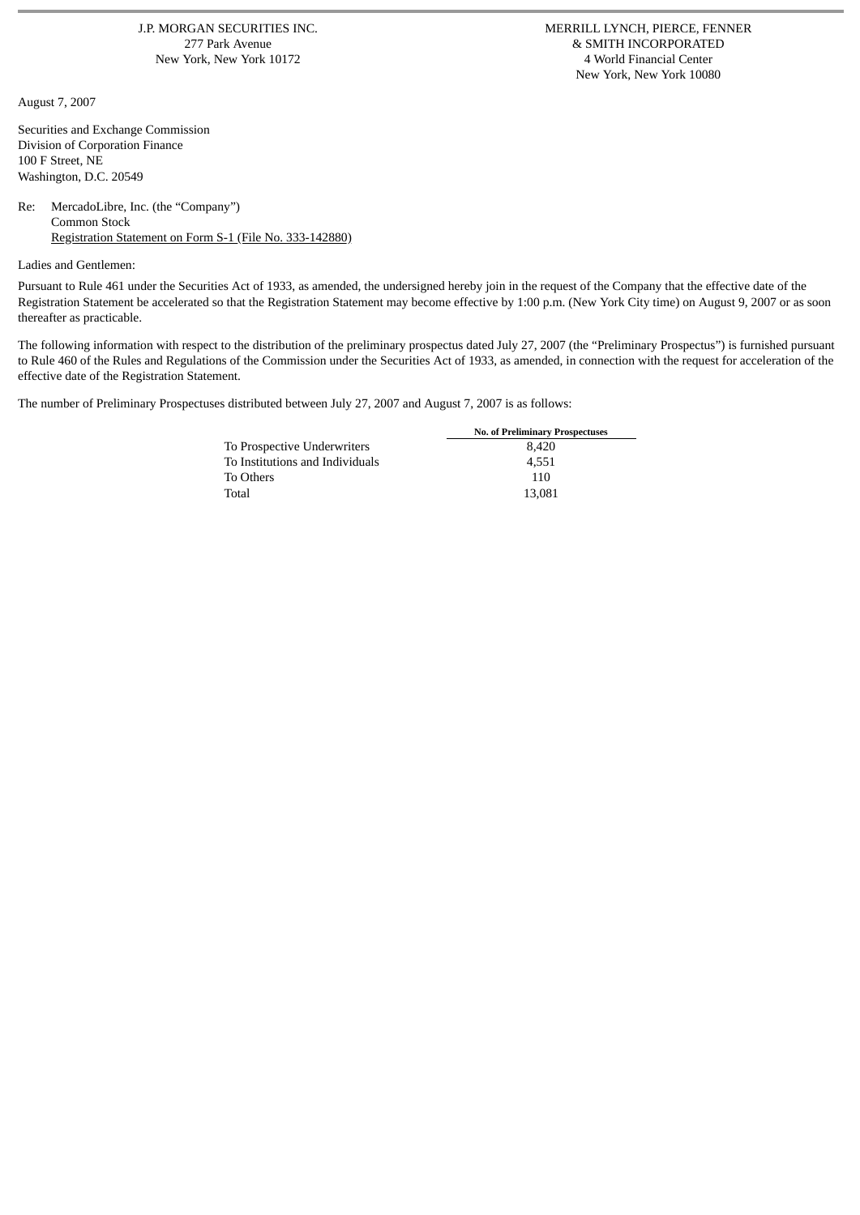J.P. MORGAN SECURITIES INC.
277 Park Avenue
New York, New York 10172

MERRILL LYNCH, PIERCE, FENNER
& SMITH INCORPORATED
4 World Financial Center
New York, New York 10080

August 7, 2007

Securities and Exchange Commission
Division of Corporation Finance
100 F Street, NE
Washington, D.C. 20549

Re: MercadoLibre, Inc. (the "Company")
Common Stock
Registration Statement on Form S-1 (File No. 333-142880)

Ladies and Gentlemen:

Pursuant to Rule 461 under the Securities Act of 1933, as amended, the undersigned hereby join in the request of the Company that the effective date of the Registration Statement be accelerated so that the Registration Statement may become effective by 1:00 p.m. (New York City time) on August 9, 2007 or as soon thereafter as practicable.

The following information with respect to the distribution of the preliminary prospectus dated July 27, 2007 (the "Preliminary Prospectus") is furnished pursuant to Rule 460 of the Rules and Regulations of the Commission under the Securities Act of 1933, as amended, in connection with the request for acceleration of the effective date of the Registration Statement.

The number of Preliminary Prospectuses distributed between July 27, 2007 and August 7, 2007 is as follows:

| | No. of Preliminary Prospectuses |
|---|---|
| To Prospective Underwriters | 8,420 |
| To Institutions and Individuals | 4,551 |
| To Others | 110 |
| Total | 13,081 |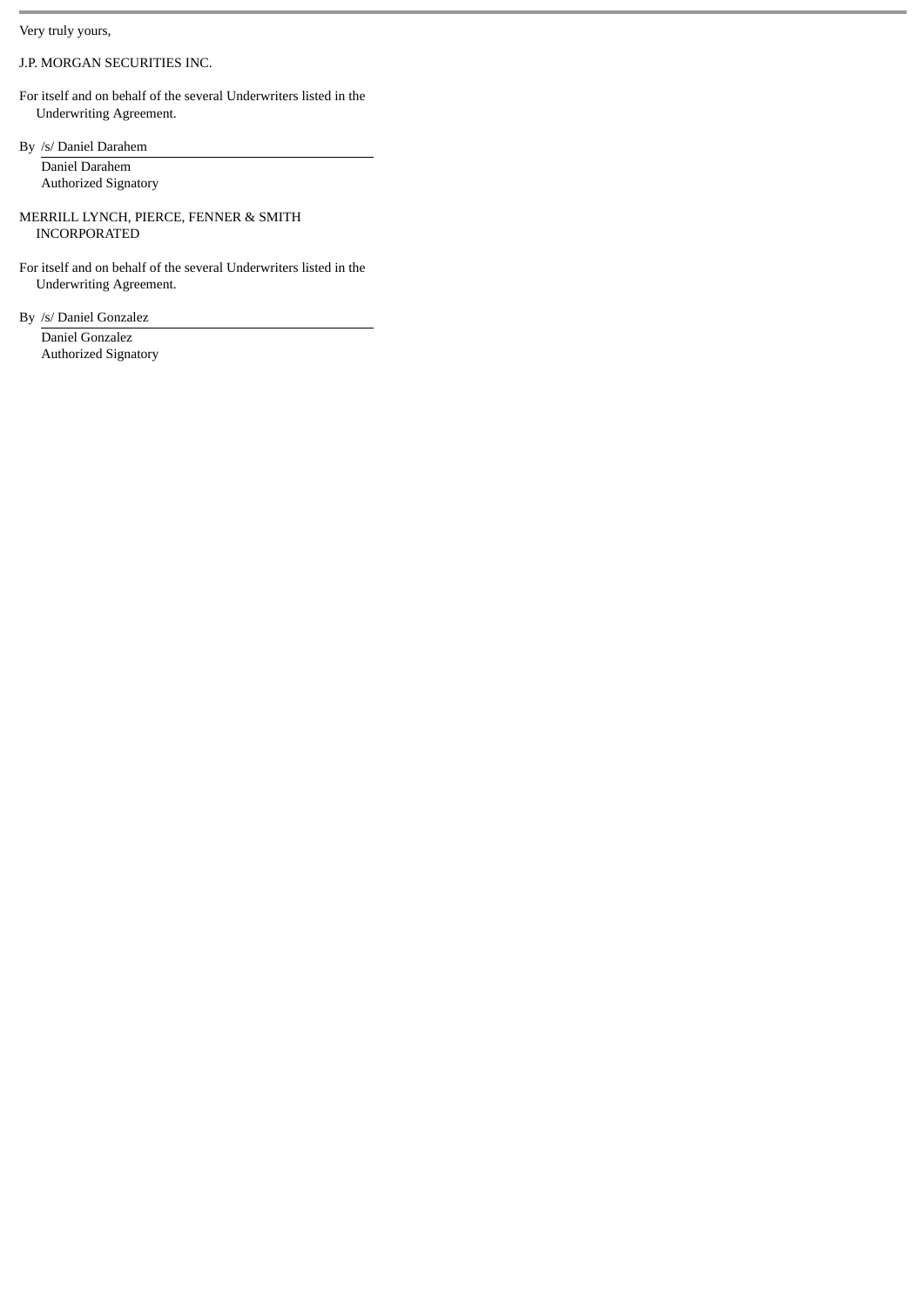Very truly yours,

J.P. MORGAN SECURITIES INC.

For itself and on behalf of the several Underwriters listed in the Underwriting Agreement.

By /s/ Daniel Darahem

Daniel Darahem
Authorized Signatory

MERRILL LYNCH, PIERCE, FENNER & SMITH INCORPORATED

For itself and on behalf of the several Underwriters listed in the Underwriting Agreement.

By /s/ Daniel Gonzalez

Daniel Gonzalez
Authorized Signatory